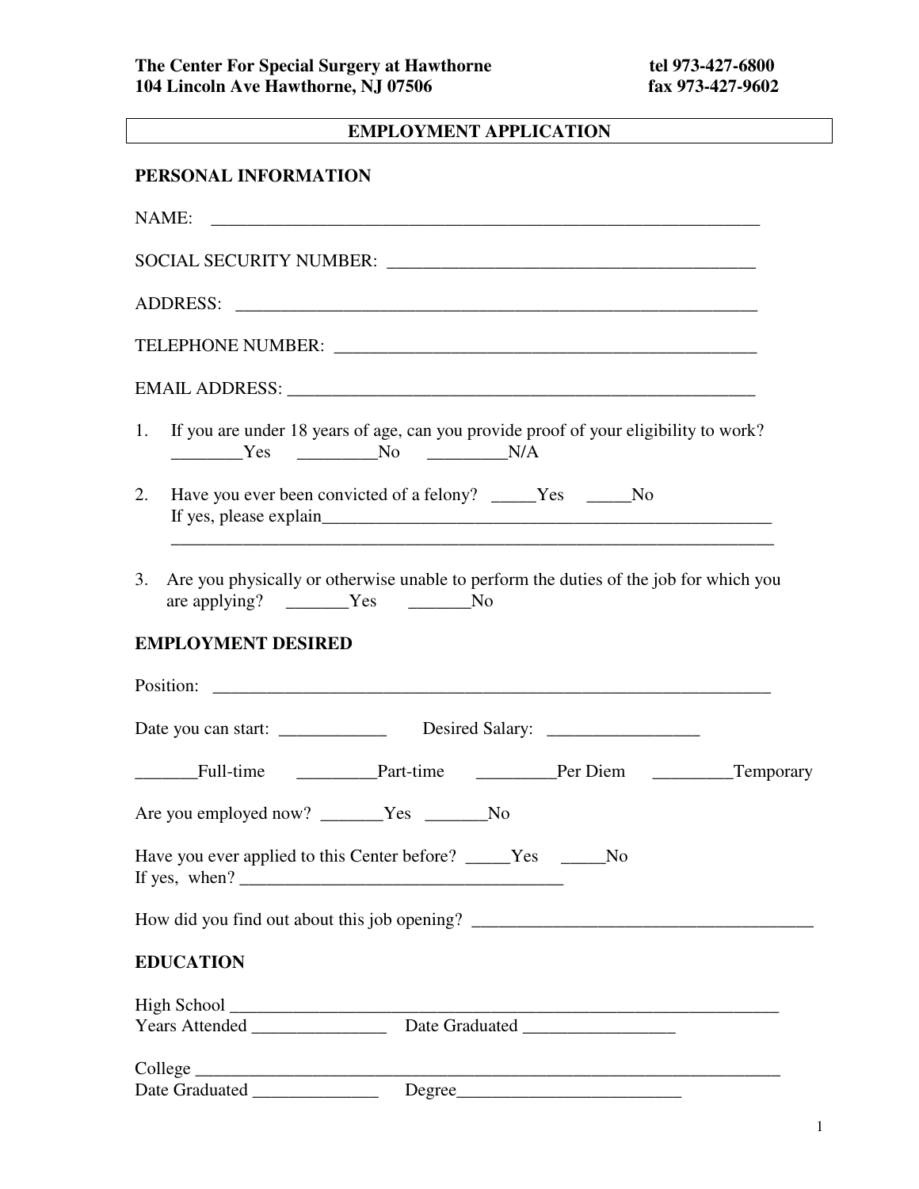**The Center For Special Surgery at Hawthorne** **tel 973-427-6800**
**104 Lincoln Ave Hawthorne, NJ 07506** **fax 973-427-9602**

# EMPLOYMENT APPLICATION

## PERSONAL INFORMATION

NAME: ________________________________________________________________

SOCIAL SECURITY NUMBER: ___________________________________________

ADDRESS: _____________________________________________________________

TELEPHONE NUMBER: _________________________________________________

EMAIL ADDRESS: _____________________________________________________

1. If you are under 18 years of age, can you provide proof of your eligibility to work?
________Yes _________No _________N/A

2. Have you ever been convicted of a felony? _____Yes _____No
If yes, please explain____________________________________________________
______________________________________________________________________

3. Are you physically or otherwise unable to perform the duties of the job for which you are applying? _______Yes _______No

## EMPLOYMENT DESIRED

Position: ______________________________________________________________

Date you can start: ____________ Desired Salary: _________________

_______Full-time _________Part-time _________Per Diem _________Temporary

Are you employed now? _______Yes _______No

Have you ever applied to this Center before? _____Yes _____No
If yes, when? ____________________________________

How did you find out about this job opening? ______________________________________

## EDUCATION

High School ________________________________________________________________
Years Attended _______________ Date Graduated _________________

College ____________________________________________________________________
Date Graduated ______________ Degree_________________________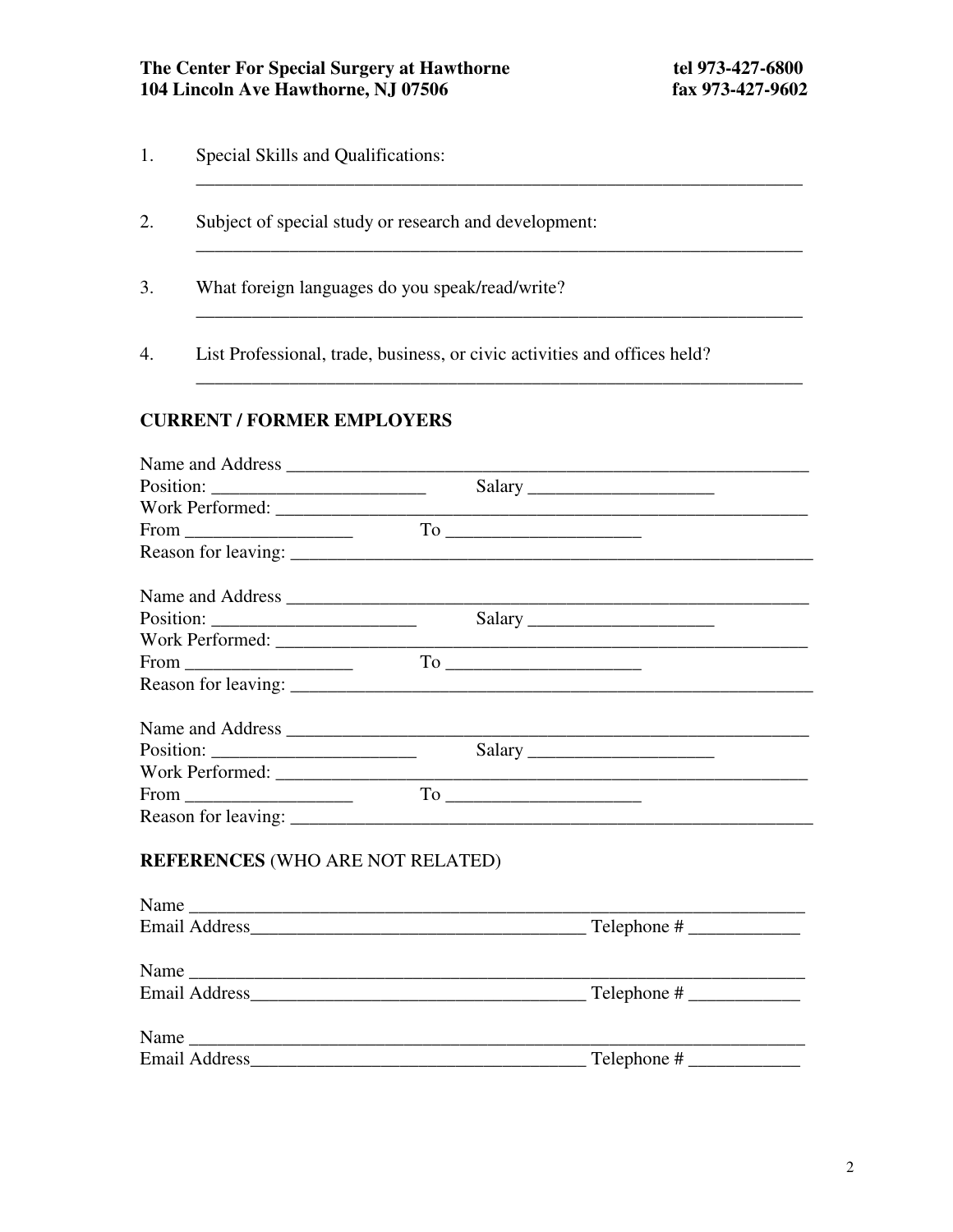**The Center For Special Surgery at Hawthorne** **tel 973-427-6800**
**104 Lincoln Ave Hawthorne, NJ 07506** **fax 973-427-9602**

1. Special Skills and Qualifications:
   ________________________________________________________________

2. Subject of special study or research and development:
   ________________________________________________________________

3. What foreign languages do you speak/read/write?
   ________________________________________________________________

4. List Professional, trade, business, or civic activities and offices held?
   ________________________________________________________________

**CURRENT / FORMER EMPLOYERS**

Name and Address ______________________________________________________
Position: ______________________ Salary ____________________
Work Performed: _______________________________________________________
From __________________ To _____________________
Reason for leaving: _____________________________________________________

Name and Address ______________________________________________________
Position: ______________________ Salary ____________________
Work Performed: _______________________________________________________
From __________________ To _____________________
Reason for leaving: _____________________________________________________

Name and Address ______________________________________________________
Position: ______________________ Salary ____________________
Work Performed: _______________________________________________________
From __________________ To _____________________
Reason for leaving: _____________________________________________________

**REFERENCES** (WHO ARE NOT RELATED)

Name _________________________________________________________________
Email Address____________________________________ Telephone # ____________

Name _________________________________________________________________
Email Address____________________________________ Telephone # ____________

Name _________________________________________________________________
Email Address____________________________________ Telephone # ____________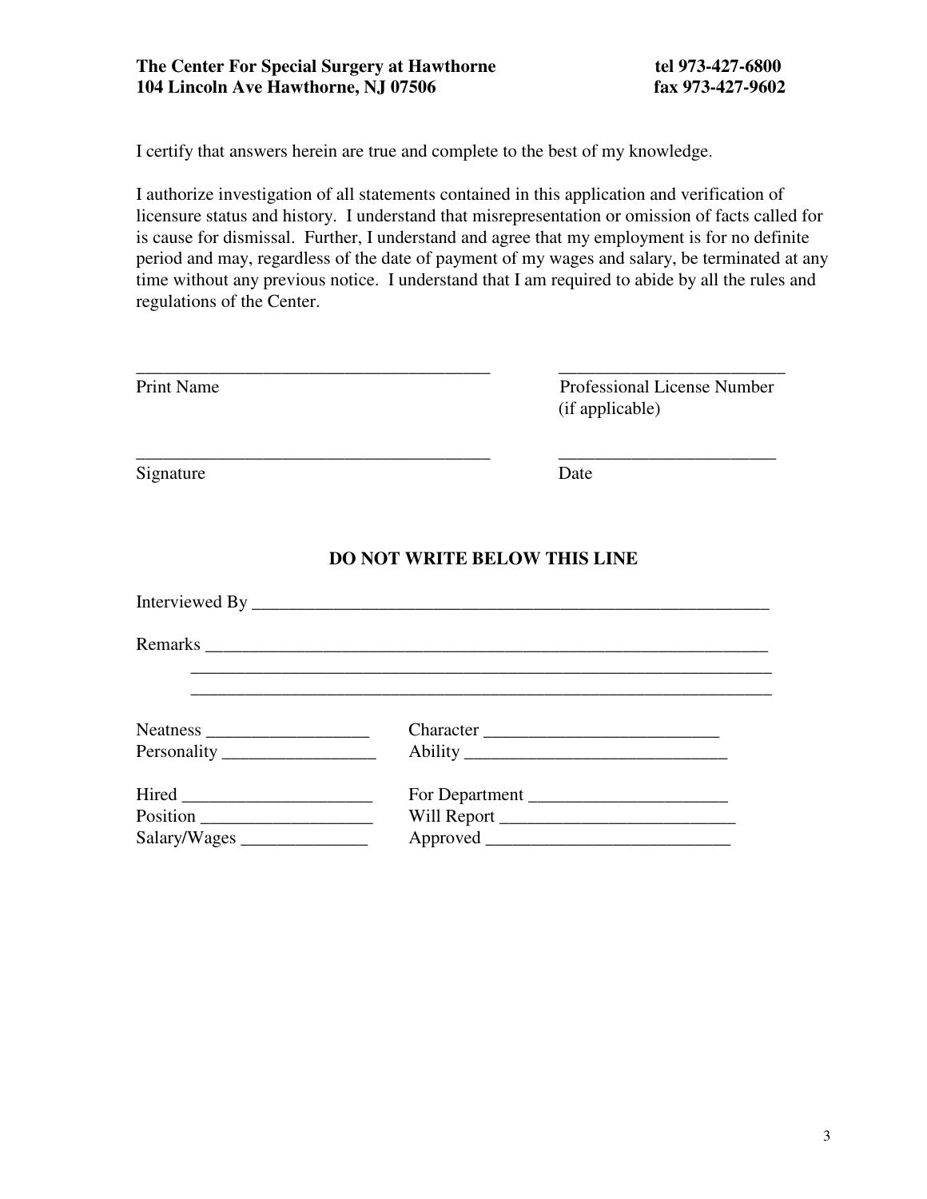**The Center For Special Surgery at Hawthorne** **tel 973-427-6800**
**104 Lincoln Ave Hawthorne, NJ 07506** **fax 973-427-9602**

I certify that answers herein are true and complete to the best of my knowledge.

I authorize investigation of all statements contained in this application and verification of licensure status and history. I understand that misrepresentation or omission of facts called for is cause for dismissal. Further, I understand and agree that my employment is for no definite period and may, regardless of the date of payment of my wages and salary, be terminated at any time without any previous notice. I understand that I am required to abide by all the rules and regulations of the Center.

| | |
|---|---|
| _______________________________________ | ________________________ |
| Print Name | Professional License Number (if applicable) |
| _______________________________________ | ________________________ |
| Signature | Date |

**DO NOT WRITE BELOW THIS LINE**

Interviewed By ____________________________________________________________

Remarks _________________________________________________________________
_________________________________________________________________
_________________________________________________________________

| | |
|---|---|
| Neatness __________________ | Character __________________________ |
| Personality _________________ | Ability _____________________________ |
| Hired _____________________ | For Department ______________________ |
| Position ___________________ | Will Report __________________________ |
| Salary/Wages ______________ | Approved ___________________________ |